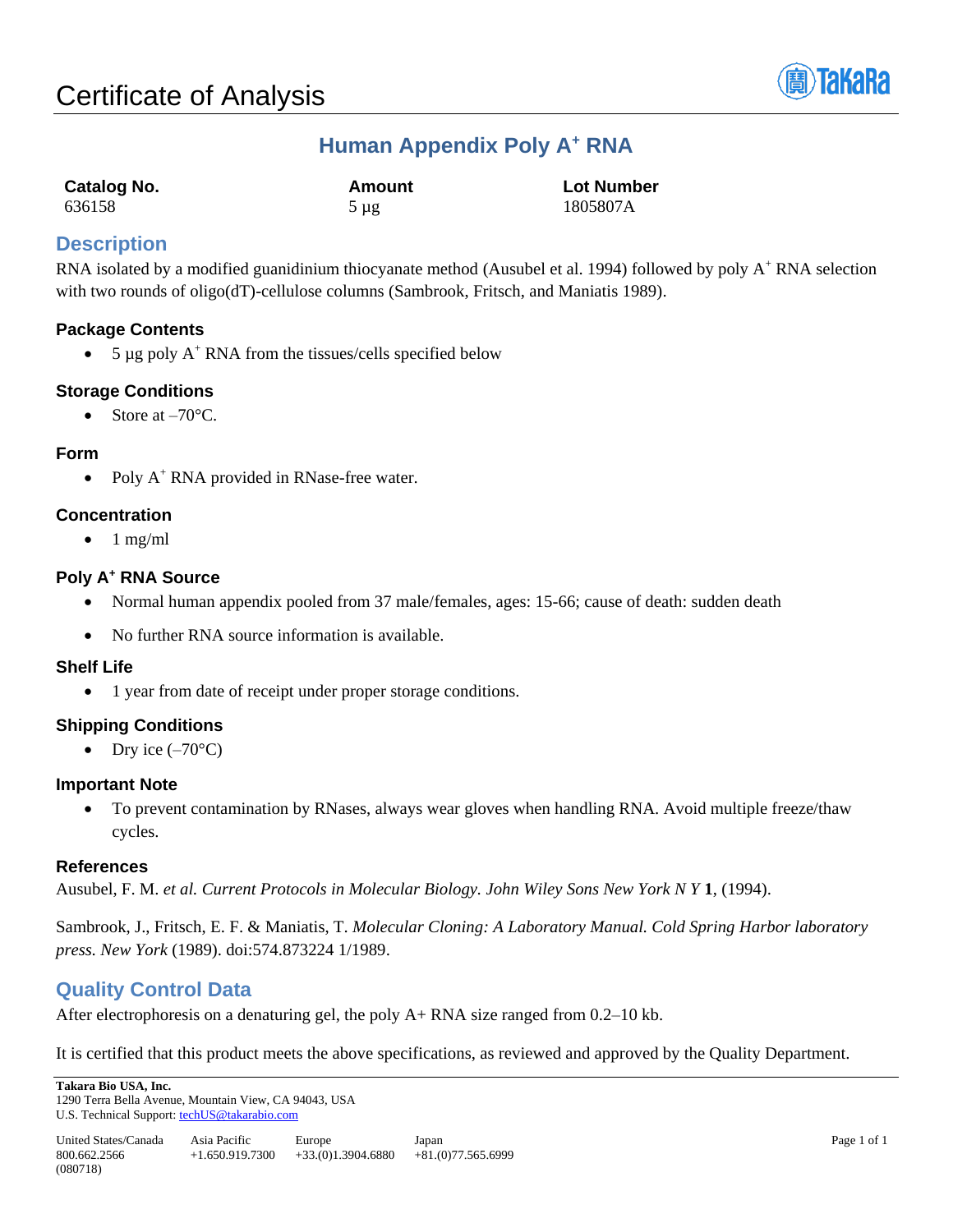# Certificate of Analysis

## Human Appendix Poly A$^+$ RNA

| Catalog No. | Amount | Lot Number |
|---|---|---|
| 636158 | 5 µg | 1805807A |

## Description

RNA isolated by a modified guanidinium thiocyanate method (Ausubel et al. 1994) followed by poly A$^+$ RNA selection with two rounds of oligo(dT)-cellulose columns (Sambrook, Fritsch, and Maniatis 1989).

### Package Contents

- 5 µg poly A$^+$ RNA from the tissues/cells specified below

### Storage Conditions

- Store at –70°C.

### Form

- Poly A$^+$ RNA provided in RNase-free water.

### Concentration

- 1 mg/ml

### Poly A$^+$ RNA Source

- Normal human appendix pooled from 37 male/females, ages: 15-66; cause of death: sudden death
- No further RNA source information is available.

### Shelf Life

- 1 year from date of receipt under proper storage conditions.

### Shipping Conditions

- Dry ice (–70°C)

### Important Note

- To prevent contamination by RNases, always wear gloves when handling RNA. Avoid multiple freeze/thaw cycles.

### References

Ausubel, F. M. *et al. Current Protocols in Molecular Biology. John Wiley Sons New York N Y* **1**, (1994).

Sambrook, J., Fritsch, E. F. & Maniatis, T. *Molecular Cloning: A Laboratory Manual. Cold Spring Harbor laboratory press. New York* (1989). doi:574.873224 1/1989.

## Quality Control Data

After electrophoresis on a denaturing gel, the poly A+ RNA size ranged from 0.2–10 kb.

It is certified that this product meets the above specifications, as reviewed and approved by the Quality Department.

**Takara Bio USA, Inc.**
1290 Terra Bella Avenue, Mountain View, CA 94043, USA
U.S. Technical Support: techUS@takarabio.com

| United States/Canada | Asia Pacific | Europe | Japan |
|---|---|---|---|
| 800.662.2566 | +1.650.919.7300 | +33.(0)1.3904.6880 | +81.(0)77.565.6999 |

(080718)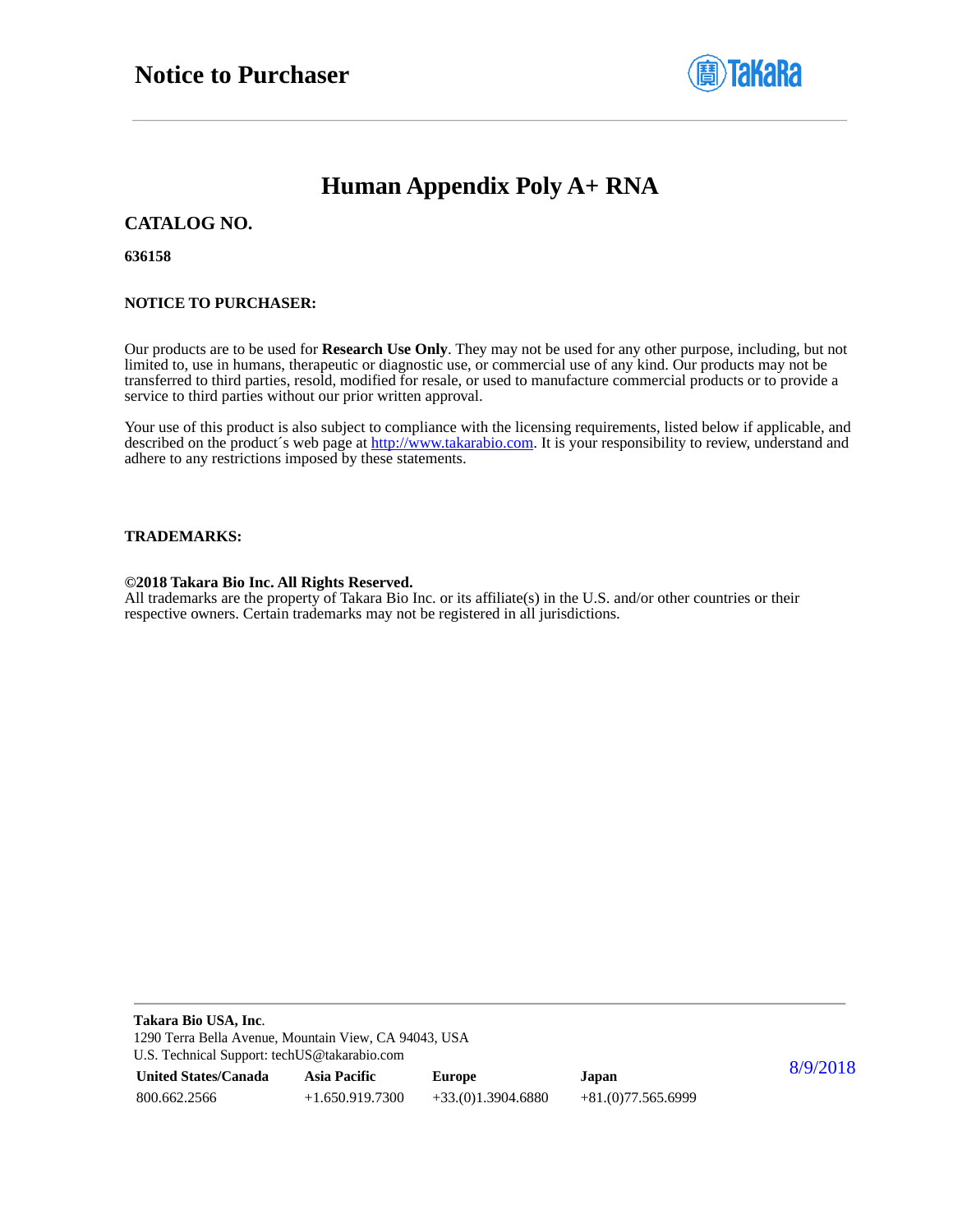# Notice to Purchaser

## Human Appendix Poly A+ RNA

### CATALOG NO.

**636158**

**NOTICE TO PURCHASER:**

Our products are to be used for **Research Use Only**. They may not be used for any other purpose, including, but not limited to, use in humans, therapeutic or diagnostic use, or commercial use of any kind. Our products may not be transferred to third parties, resold, modified for resale, or used to manufacture commercial products or to provide a service to third parties without our prior written approval.

Your use of this product is also subject to compliance with the licensing requirements, listed below if applicable, and described on the product´s web page at http://www.takarabio.com. It is your responsibility to review, understand and adhere to any restrictions imposed by these statements.

**TRADEMARKS:**

**©2018 Takara Bio Inc. All Rights Reserved.**
All trademarks are the property of Takara Bio Inc. or its affiliate(s) in the U.S. and/or other countries or their respective owners. Certain trademarks may not be registered in all jurisdictions.

**Takara Bio USA, Inc**.
1290 Terra Bella Avenue, Mountain View, CA 94043, USA
U.S. Technical Support: techUS@takarabio.com

| United States/Canada | Asia Pacific | Europe | Japan |
|---|---|---|---|
| 800.662.2566 | +1.650.919.7300 | +33.(0)1.3904.6880 | +81.(0)77.565.6999 |

8/9/2018